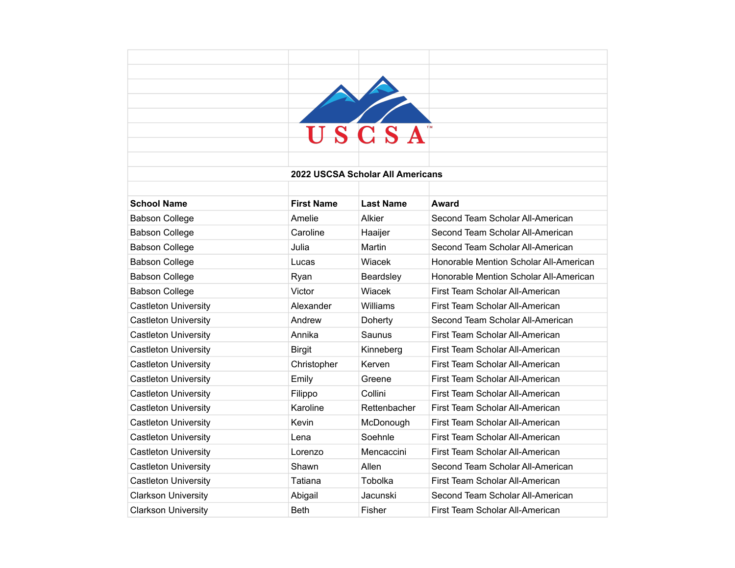USCSA

## 2022 USCSA Scholar All Americans

| School Name | First Name | Last Name | Award |
|---|---|---|---|
| Babson College | Amelie | Alkier | Second Team Scholar All-American |
| Babson College | Caroline | Haaijer | Second Team Scholar All-American |
| Babson College | Julia | Martin | Second Team Scholar All-American |
| Babson College | Lucas | Wiacek | Honorable Mention Scholar All-American |
| Babson College | Ryan | Beardsley | Honorable Mention Scholar All-American |
| Babson College | Victor | Wiacek | First Team Scholar All-American |
| Castleton University | Alexander | Williams | First Team Scholar All-American |
| Castleton University | Andrew | Doherty | Second Team Scholar All-American |
| Castleton University | Annika | Saunus | First Team Scholar All-American |
| Castleton University | Birgit | Kinneberg | First Team Scholar All-American |
| Castleton University | Christopher | Kerven | First Team Scholar All-American |
| Castleton University | Emily | Greene | First Team Scholar All-American |
| Castleton University | Filippo | Collini | First Team Scholar All-American |
| Castleton University | Karoline | Rettenbacher | First Team Scholar All-American |
| Castleton University | Kevin | McDonough | First Team Scholar All-American |
| Castleton University | Lena | Soehnle | First Team Scholar All-American |
| Castleton University | Lorenzo | Mencaccini | First Team Scholar All-American |
| Castleton University | Shawn | Allen | Second Team Scholar All-American |
| Castleton University | Tatiana | Tobolka | First Team Scholar All-American |
| Clarkson University | Abigail | Jacunski | Second Team Scholar All-American |
| Clarkson University | Beth | Fisher | First Team Scholar All-American |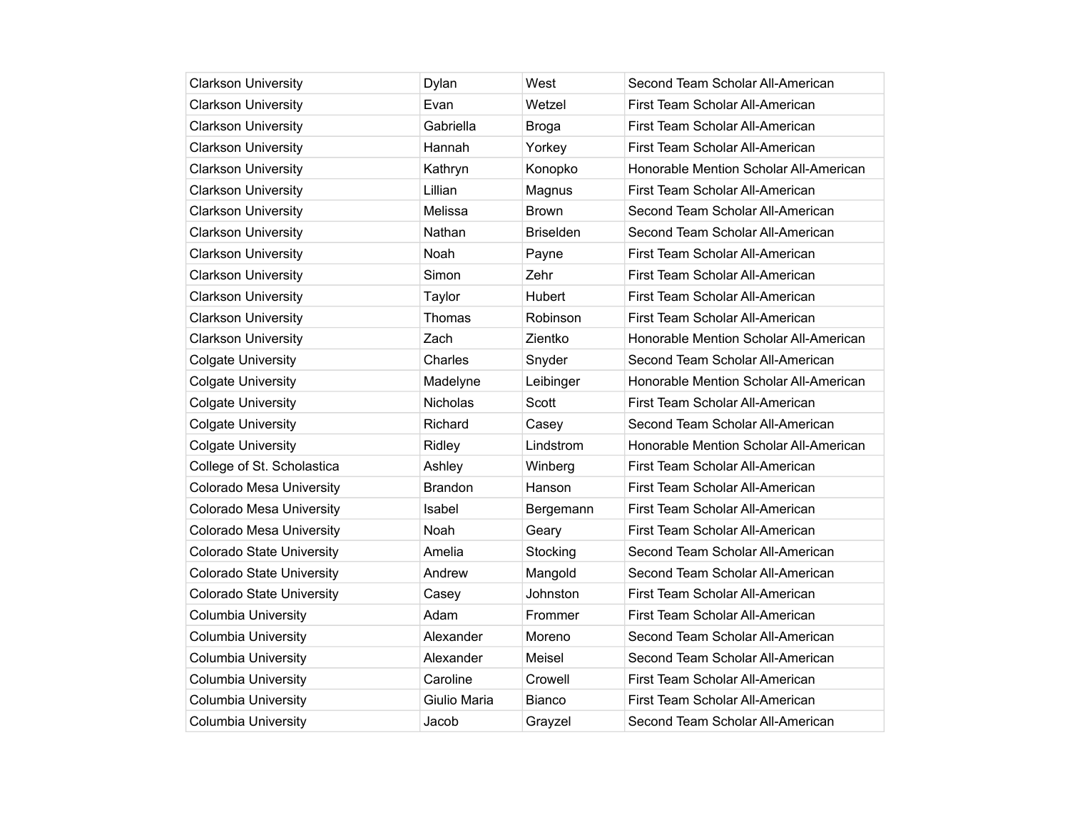| | | | |
|---|---|---|---|
| Clarkson University | Dylan | West | Second Team Scholar All-American |
| Clarkson University | Evan | Wetzel | First Team Scholar All-American |
| Clarkson University | Gabriella | Broga | First Team Scholar All-American |
| Clarkson University | Hannah | Yorkey | First Team Scholar All-American |
| Clarkson University | Kathryn | Konopko | Honorable Mention Scholar All-American |
| Clarkson University | Lillian | Magnus | First Team Scholar All-American |
| Clarkson University | Melissa | Brown | Second Team Scholar All-American |
| Clarkson University | Nathan | Briselden | Second Team Scholar All-American |
| Clarkson University | Noah | Payne | First Team Scholar All-American |
| Clarkson University | Simon | Zehr | First Team Scholar All-American |
| Clarkson University | Taylor | Hubert | First Team Scholar All-American |
| Clarkson University | Thomas | Robinson | First Team Scholar All-American |
| Clarkson University | Zach | Zientko | Honorable Mention Scholar All-American |
| Colgate University | Charles | Snyder | Second Team Scholar All-American |
| Colgate University | Madelyne | Leibinger | Honorable Mention Scholar All-American |
| Colgate University | Nicholas | Scott | First Team Scholar All-American |
| Colgate University | Richard | Casey | Second Team Scholar All-American |
| Colgate University | Ridley | Lindstrom | Honorable Mention Scholar All-American |
| College of St. Scholastica | Ashley | Winberg | First Team Scholar All-American |
| Colorado Mesa University | Brandon | Hanson | First Team Scholar All-American |
| Colorado Mesa University | Isabel | Bergemann | First Team Scholar All-American |
| Colorado Mesa University | Noah | Geary | First Team Scholar All-American |
| Colorado State University | Amelia | Stocking | Second Team Scholar All-American |
| Colorado State University | Andrew | Mangold | Second Team Scholar All-American |
| Colorado State University | Casey | Johnston | First Team Scholar All-American |
| Columbia University | Adam | Frommer | First Team Scholar All-American |
| Columbia University | Alexander | Moreno | Second Team Scholar All-American |
| Columbia University | Alexander | Meisel | Second Team Scholar All-American |
| Columbia University | Caroline | Crowell | First Team Scholar All-American |
| Columbia University | Giulio Maria | Bianco | First Team Scholar All-American |
| Columbia University | Jacob | Grayzel | Second Team Scholar All-American |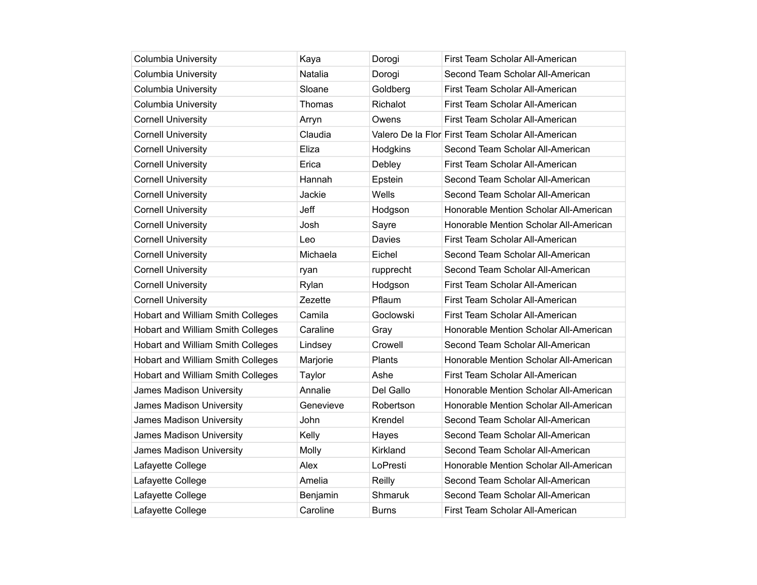| Columbia University | Kaya | Dorogi | First Team Scholar All-American |
|---|---|---|---|
| Columbia University | Natalia | Dorogi | Second Team Scholar All-American |
| Columbia University | Sloane | Goldberg | First Team Scholar All-American |
| Columbia University | Thomas | Richalot | First Team Scholar All-American |
| Cornell University | Arryn | Owens | First Team Scholar All-American |
| Cornell University | Claudia | Valero De la Flor | First Team Scholar All-American |
| Cornell University | Eliza | Hodgkins | Second Team Scholar All-American |
| Cornell University | Erica | Debley | First Team Scholar All-American |
| Cornell University | Hannah | Epstein | Second Team Scholar All-American |
| Cornell University | Jackie | Wells | Second Team Scholar All-American |
| Cornell University | Jeff | Hodgson | Honorable Mention Scholar All-American |
| Cornell University | Josh | Sayre | Honorable Mention Scholar All-American |
| Cornell University | Leo | Davies | First Team Scholar All-American |
| Cornell University | Michaela | Eichel | Second Team Scholar All-American |
| Cornell University | ryan | rupprecht | Second Team Scholar All-American |
| Cornell University | Rylan | Hodgson | First Team Scholar All-American |
| Cornell University | Zezette | Pflaum | First Team Scholar All-American |
| Hobart and William Smith Colleges | Camila | Goclowski | First Team Scholar All-American |
| Hobart and William Smith Colleges | Caraline | Gray | Honorable Mention Scholar All-American |
| Hobart and William Smith Colleges | Lindsey | Crowell | Second Team Scholar All-American |
| Hobart and William Smith Colleges | Marjorie | Plants | Honorable Mention Scholar All-American |
| Hobart and William Smith Colleges | Taylor | Ashe | First Team Scholar All-American |
| James Madison University | Annalie | Del Gallo | Honorable Mention Scholar All-American |
| James Madison University | Genevieve | Robertson | Honorable Mention Scholar All-American |
| James Madison University | John | Krendel | Second Team Scholar All-American |
| James Madison University | Kelly | Hayes | Second Team Scholar All-American |
| James Madison University | Molly | Kirkland | Second Team Scholar All-American |
| Lafayette College | Alex | LoPresti | Honorable Mention Scholar All-American |
| Lafayette College | Amelia | Reilly | Second Team Scholar All-American |
| Lafayette College | Benjamin | Shmaruk | Second Team Scholar All-American |
| Lafayette College | Caroline | Burns | First Team Scholar All-American |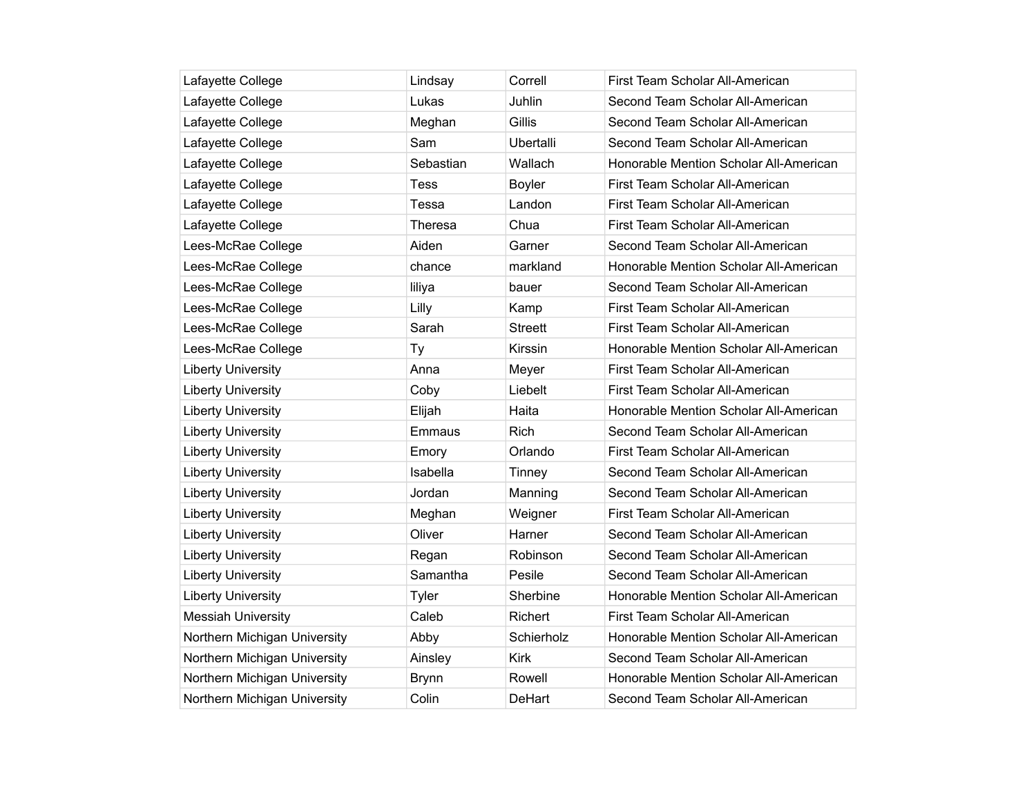| | | | |
|---|---|---|---|
| Lafayette College | Lindsay | Correll | First Team Scholar All-American |
| Lafayette College | Lukas | Juhlin | Second Team Scholar All-American |
| Lafayette College | Meghan | Gillis | Second Team Scholar All-American |
| Lafayette College | Sam | Ubertalli | Second Team Scholar All-American |
| Lafayette College | Sebastian | Wallach | Honorable Mention Scholar All-American |
| Lafayette College | Tess | Boyler | First Team Scholar All-American |
| Lafayette College | Tessa | Landon | First Team Scholar All-American |
| Lafayette College | Theresa | Chua | First Team Scholar All-American |
| Lees-McRae College | Aiden | Garner | Second Team Scholar All-American |
| Lees-McRae College | chance | markland | Honorable Mention Scholar All-American |
| Lees-McRae College | liliya | bauer | Second Team Scholar All-American |
| Lees-McRae College | Lilly | Kamp | First Team Scholar All-American |
| Lees-McRae College | Sarah | Streett | First Team Scholar All-American |
| Lees-McRae College | Ty | Kirssin | Honorable Mention Scholar All-American |
| Liberty University | Anna | Meyer | First Team Scholar All-American |
| Liberty University | Coby | Liebelt | First Team Scholar All-American |
| Liberty University | Elijah | Haita | Honorable Mention Scholar All-American |
| Liberty University | Emmaus | Rich | Second Team Scholar All-American |
| Liberty University | Emory | Orlando | First Team Scholar All-American |
| Liberty University | Isabella | Tinney | Second Team Scholar All-American |
| Liberty University | Jordan | Manning | Second Team Scholar All-American |
| Liberty University | Meghan | Weigner | First Team Scholar All-American |
| Liberty University | Oliver | Harner | Second Team Scholar All-American |
| Liberty University | Regan | Robinson | Second Team Scholar All-American |
| Liberty University | Samantha | Pesile | Second Team Scholar All-American |
| Liberty University | Tyler | Sherbine | Honorable Mention Scholar All-American |
| Messiah University | Caleb | Richert | First Team Scholar All-American |
| Northern Michigan University | Abby | Schierholz | Honorable Mention Scholar All-American |
| Northern Michigan University | Ainsley | Kirk | Second Team Scholar All-American |
| Northern Michigan University | Brynn | Rowell | Honorable Mention Scholar All-American |
| Northern Michigan University | Colin | DeHart | Second Team Scholar All-American |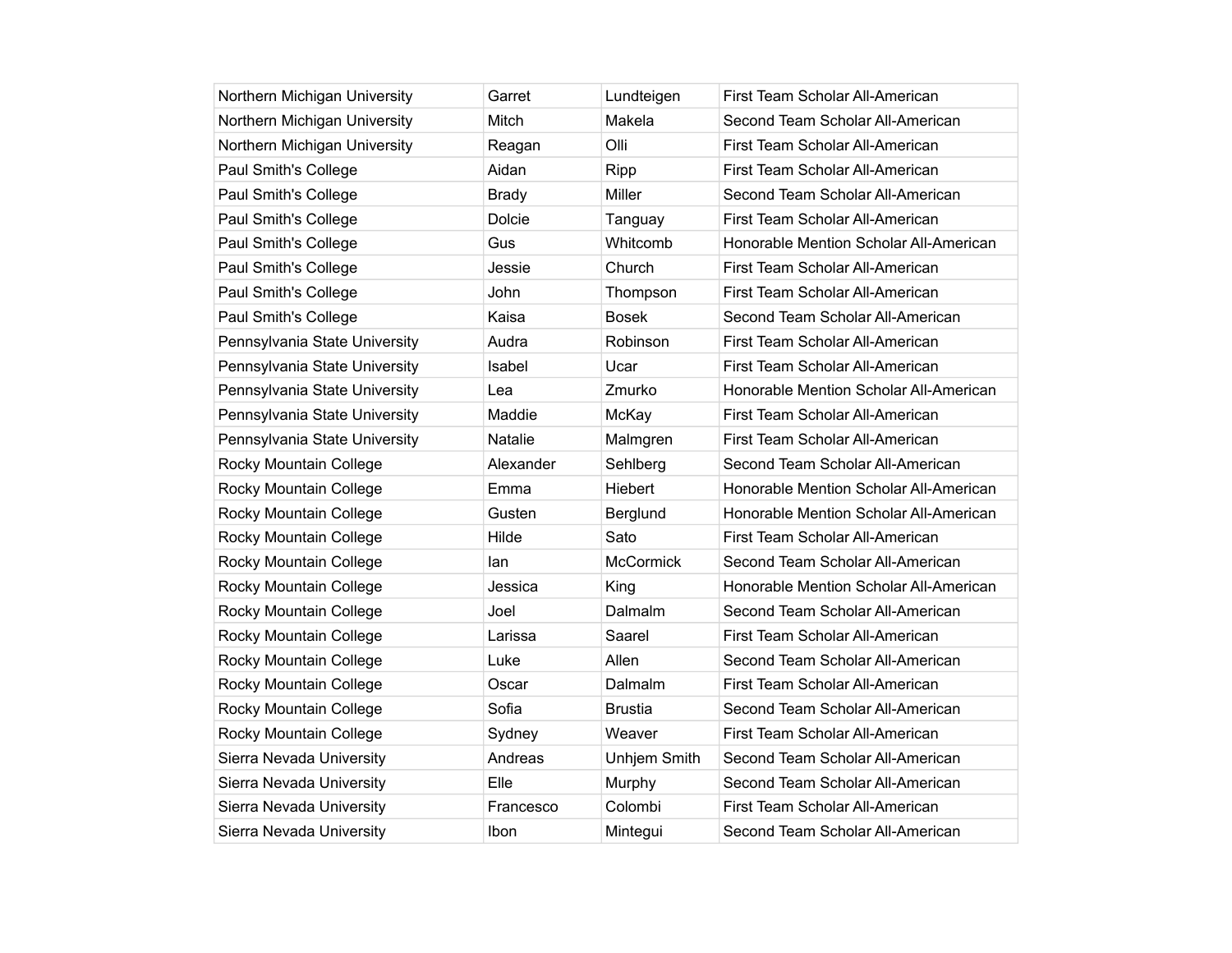| Northern Michigan University | Garret | Lundteigen | First Team Scholar All-American |
|---|---|---|---|
| Northern Michigan University | Mitch | Makela | Second Team Scholar All-American |
| Northern Michigan University | Reagan | Olli | First Team Scholar All-American |
| Paul Smith's College | Aidan | Ripp | First Team Scholar All-American |
| Paul Smith's College | Brady | Miller | Second Team Scholar All-American |
| Paul Smith's College | Dolcie | Tanguay | First Team Scholar All-American |
| Paul Smith's College | Gus | Whitcomb | Honorable Mention Scholar All-American |
| Paul Smith's College | Jessie | Church | First Team Scholar All-American |
| Paul Smith's College | John | Thompson | First Team Scholar All-American |
| Paul Smith's College | Kaisa | Bosek | Second Team Scholar All-American |
| Pennsylvania State University | Audra | Robinson | First Team Scholar All-American |
| Pennsylvania State University | Isabel | Ucar | First Team Scholar All-American |
| Pennsylvania State University | Lea | Zmurko | Honorable Mention Scholar All-American |
| Pennsylvania State University | Maddie | McKay | First Team Scholar All-American |
| Pennsylvania State University | Natalie | Malmgren | First Team Scholar All-American |
| Rocky Mountain College | Alexander | Sehlberg | Second Team Scholar All-American |
| Rocky Mountain College | Emma | Hiebert | Honorable Mention Scholar All-American |
| Rocky Mountain College | Gusten | Berglund | Honorable Mention Scholar All-American |
| Rocky Mountain College | Hilde | Sato | First Team Scholar All-American |
| Rocky Mountain College | Ian | McCormick | Second Team Scholar All-American |
| Rocky Mountain College | Jessica | King | Honorable Mention Scholar All-American |
| Rocky Mountain College | Joel | Dalmalm | Second Team Scholar All-American |
| Rocky Mountain College | Larissa | Saarel | First Team Scholar All-American |
| Rocky Mountain College | Luke | Allen | Second Team Scholar All-American |
| Rocky Mountain College | Oscar | Dalmalm | First Team Scholar All-American |
| Rocky Mountain College | Sofia | Brustia | Second Team Scholar All-American |
| Rocky Mountain College | Sydney | Weaver | First Team Scholar All-American |
| Sierra Nevada University | Andreas | Unhjem Smith | Second Team Scholar All-American |
| Sierra Nevada University | Elle | Murphy | Second Team Scholar All-American |
| Sierra Nevada University | Francesco | Colombi | First Team Scholar All-American |
| Sierra Nevada University | Ibon | Mintegui | Second Team Scholar All-American |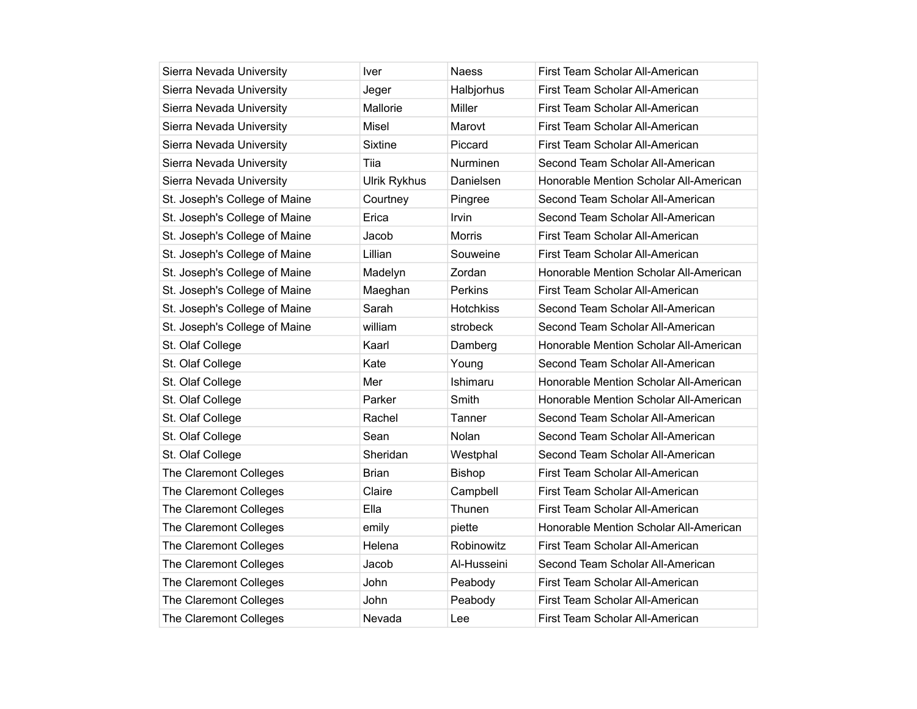| | | | |
|---|---|---|---|
| Sierra Nevada University | Iver | Naess | First Team Scholar All-American |
| Sierra Nevada University | Jeger | Halbjorhus | First Team Scholar All-American |
| Sierra Nevada University | Mallorie | Miller | First Team Scholar All-American |
| Sierra Nevada University | Misel | Marovt | First Team Scholar All-American |
| Sierra Nevada University | Sixtine | Piccard | First Team Scholar All-American |
| Sierra Nevada University | Tiia | Nurminen | Second Team Scholar All-American |
| Sierra Nevada University | Ulrik Rykhus | Danielsen | Honorable Mention Scholar All-American |
| St. Joseph's College of Maine | Courtney | Pingree | Second Team Scholar All-American |
| St. Joseph's College of Maine | Erica | Irvin | Second Team Scholar All-American |
| St. Joseph's College of Maine | Jacob | Morris | First Team Scholar All-American |
| St. Joseph's College of Maine | Lillian | Souweine | First Team Scholar All-American |
| St. Joseph's College of Maine | Madelyn | Zordan | Honorable Mention Scholar All-American |
| St. Joseph's College of Maine | Maeghan | Perkins | First Team Scholar All-American |
| St. Joseph's College of Maine | Sarah | Hotchkiss | Second Team Scholar All-American |
| St. Joseph's College of Maine | william | strobeck | Second Team Scholar All-American |
| St. Olaf College | Kaarl | Damberg | Honorable Mention Scholar All-American |
| St. Olaf College | Kate | Young | Second Team Scholar All-American |
| St. Olaf College | Mer | Ishimaru | Honorable Mention Scholar All-American |
| St. Olaf College | Parker | Smith | Honorable Mention Scholar All-American |
| St. Olaf College | Rachel | Tanner | Second Team Scholar All-American |
| St. Olaf College | Sean | Nolan | Second Team Scholar All-American |
| St. Olaf College | Sheridan | Westphal | Second Team Scholar All-American |
| The Claremont Colleges | Brian | Bishop | First Team Scholar All-American |
| The Claremont Colleges | Claire | Campbell | First Team Scholar All-American |
| The Claremont Colleges | Ella | Thunen | First Team Scholar All-American |
| The Claremont Colleges | emily | piette | Honorable Mention Scholar All-American |
| The Claremont Colleges | Helena | Robinowitz | First Team Scholar All-American |
| The Claremont Colleges | Jacob | Al-Husseini | Second Team Scholar All-American |
| The Claremont Colleges | John | Peabody | First Team Scholar All-American |
| The Claremont Colleges | John | Peabody | First Team Scholar All-American |
| The Claremont Colleges | Nevada | Lee | First Team Scholar All-American |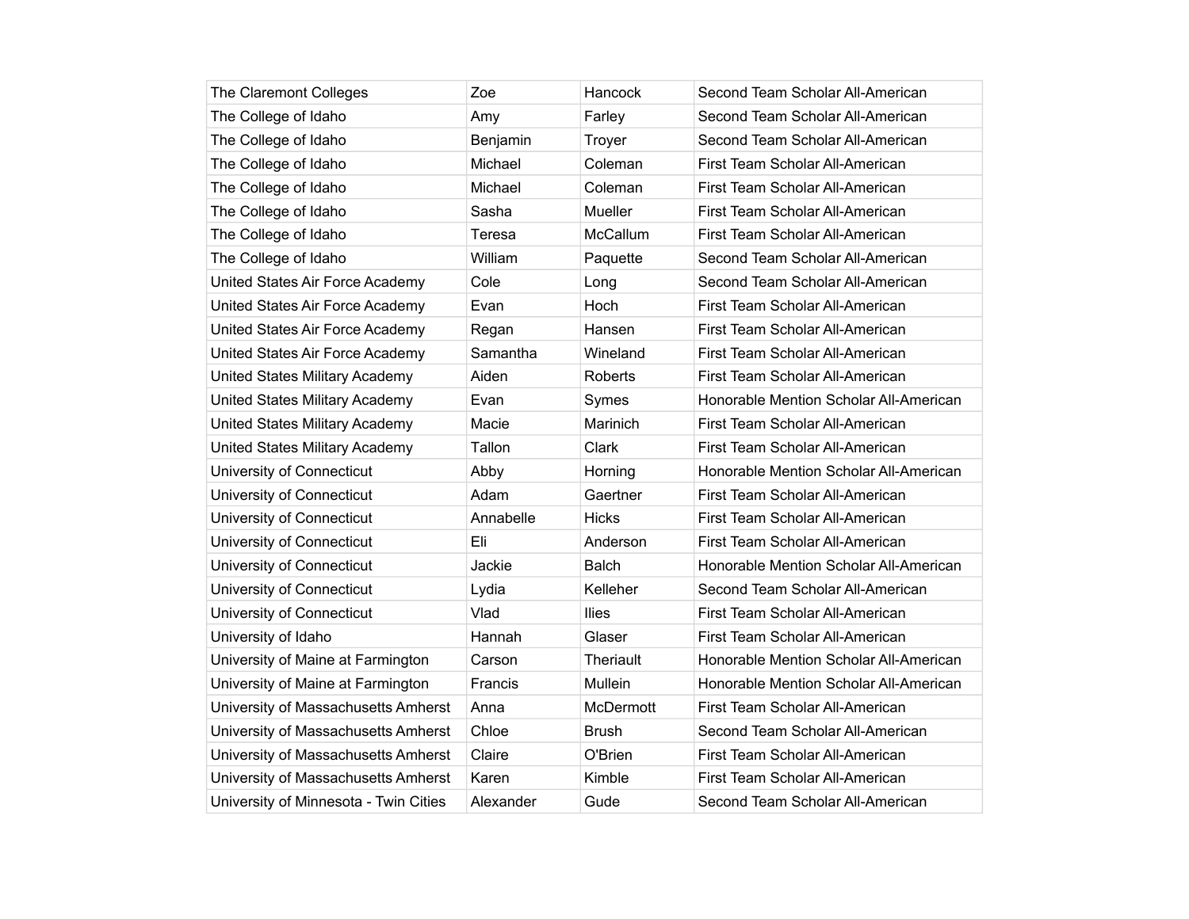| The Claremont Colleges | Zoe | Hancock | Second Team Scholar All-American |
|---|---|---|---|
| The College of Idaho | Amy | Farley | Second Team Scholar All-American |
| The College of Idaho | Benjamin | Troyer | Second Team Scholar All-American |
| The College of Idaho | Michael | Coleman | First Team Scholar All-American |
| The College of Idaho | Michael | Coleman | First Team Scholar All-American |
| The College of Idaho | Sasha | Mueller | First Team Scholar All-American |
| The College of Idaho | Teresa | McCallum | First Team Scholar All-American |
| The College of Idaho | William | Paquette | Second Team Scholar All-American |
| United States Air Force Academy | Cole | Long | Second Team Scholar All-American |
| United States Air Force Academy | Evan | Hoch | First Team Scholar All-American |
| United States Air Force Academy | Regan | Hansen | First Team Scholar All-American |
| United States Air Force Academy | Samantha | Wineland | First Team Scholar All-American |
| United States Military Academy | Aiden | Roberts | First Team Scholar All-American |
| United States Military Academy | Evan | Symes | Honorable Mention Scholar All-American |
| United States Military Academy | Macie | Marinich | First Team Scholar All-American |
| United States Military Academy | Tallon | Clark | First Team Scholar All-American |
| University of Connecticut | Abby | Horning | Honorable Mention Scholar All-American |
| University of Connecticut | Adam | Gaertner | First Team Scholar All-American |
| University of Connecticut | Annabelle | Hicks | First Team Scholar All-American |
| University of Connecticut | Eli | Anderson | First Team Scholar All-American |
| University of Connecticut | Jackie | Balch | Honorable Mention Scholar All-American |
| University of Connecticut | Lydia | Kelleher | Second Team Scholar All-American |
| University of Connecticut | Vlad | Ilies | First Team Scholar All-American |
| University of Idaho | Hannah | Glaser | First Team Scholar All-American |
| University of Maine at Farmington | Carson | Theriault | Honorable Mention Scholar All-American |
| University of Maine at Farmington | Francis | Mullein | Honorable Mention Scholar All-American |
| University of Massachusetts Amherst | Anna | McDermott | First Team Scholar All-American |
| University of Massachusetts Amherst | Chloe | Brush | Second Team Scholar All-American |
| University of Massachusetts Amherst | Claire | O'Brien | First Team Scholar All-American |
| University of Massachusetts Amherst | Karen | Kimble | First Team Scholar All-American |
| University of Minnesota - Twin Cities | Alexander | Gude | Second Team Scholar All-American |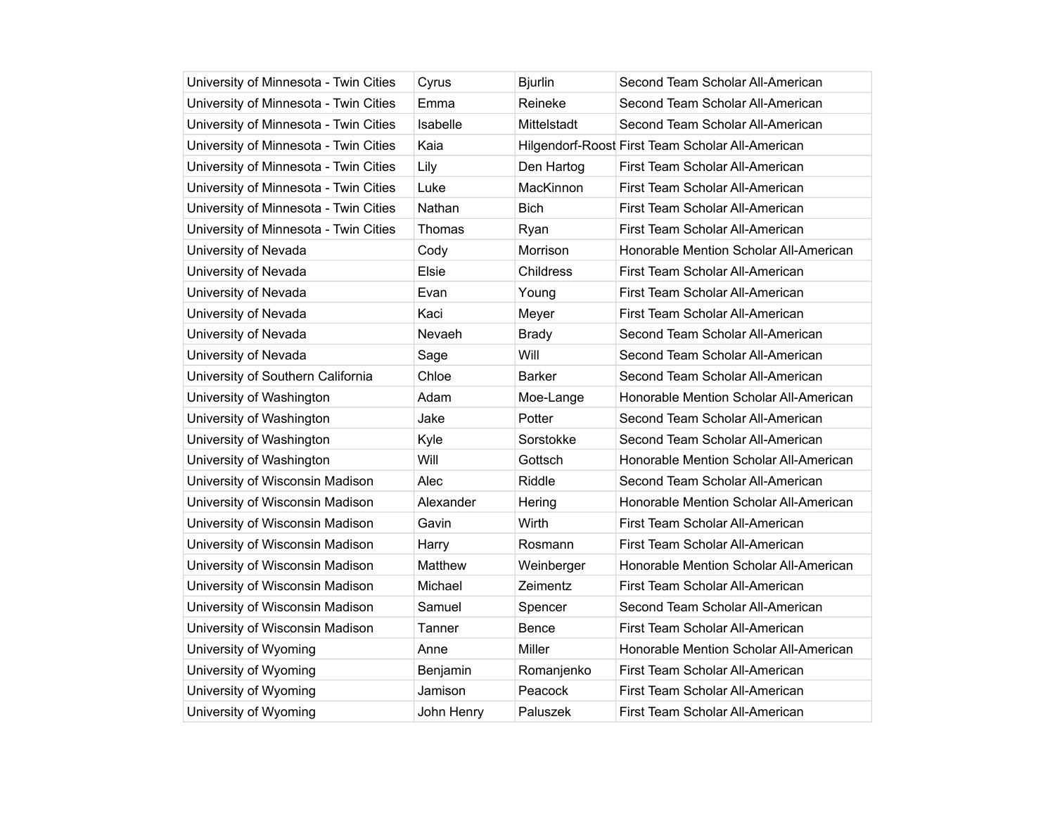| | | | |
|---|---|---|---|
| University of Minnesota - Twin Cities | Cyrus | Bjurlin | Second Team Scholar All-American |
| University of Minnesota - Twin Cities | Emma | Reineke | Second Team Scholar All-American |
| University of Minnesota - Twin Cities | Isabelle | Mittelstadt | Second Team Scholar All-American |
| University of Minnesota - Twin Cities | Kaia | Hilgendorf-Roost | First Team Scholar All-American |
| University of Minnesota - Twin Cities | Lily | Den Hartog | First Team Scholar All-American |
| University of Minnesota - Twin Cities | Luke | MacKinnon | First Team Scholar All-American |
| University of Minnesota - Twin Cities | Nathan | Bich | First Team Scholar All-American |
| University of Minnesota - Twin Cities | Thomas | Ryan | First Team Scholar All-American |
| University of Nevada | Cody | Morrison | Honorable Mention Scholar All-American |
| University of Nevada | Elsie | Childress | First Team Scholar All-American |
| University of Nevada | Evan | Young | First Team Scholar All-American |
| University of Nevada | Kaci | Meyer | First Team Scholar All-American |
| University of Nevada | Nevaeh | Brady | Second Team Scholar All-American |
| University of Nevada | Sage | Will | Second Team Scholar All-American |
| University of Southern California | Chloe | Barker | Second Team Scholar All-American |
| University of Washington | Adam | Moe-Lange | Honorable Mention Scholar All-American |
| University of Washington | Jake | Potter | Second Team Scholar All-American |
| University of Washington | Kyle | Sorstokke | Second Team Scholar All-American |
| University of Washington | Will | Gottsch | Honorable Mention Scholar All-American |
| University of Wisconsin Madison | Alec | Riddle | Second Team Scholar All-American |
| University of Wisconsin Madison | Alexander | Hering | Honorable Mention Scholar All-American |
| University of Wisconsin Madison | Gavin | Wirth | First Team Scholar All-American |
| University of Wisconsin Madison | Harry | Rosmann | First Team Scholar All-American |
| University of Wisconsin Madison | Matthew | Weinberger | Honorable Mention Scholar All-American |
| University of Wisconsin Madison | Michael | Zeimentz | First Team Scholar All-American |
| University of Wisconsin Madison | Samuel | Spencer | Second Team Scholar All-American |
| University of Wisconsin Madison | Tanner | Bence | First Team Scholar All-American |
| University of Wyoming | Anne | Miller | Honorable Mention Scholar All-American |
| University of Wyoming | Benjamin | Romanjenko | First Team Scholar All-American |
| University of Wyoming | Jamison | Peacock | First Team Scholar All-American |
| University of Wyoming | John Henry | Paluszek | First Team Scholar All-American |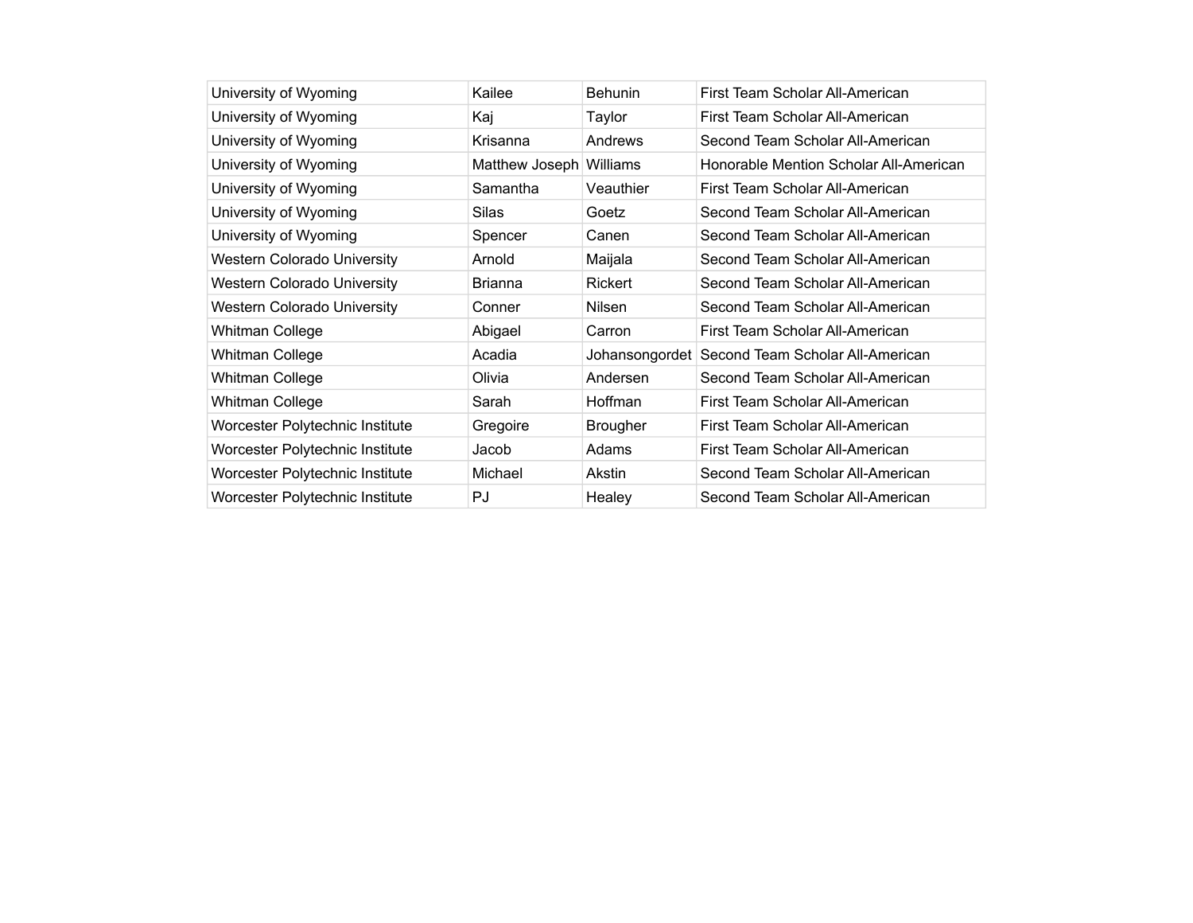| | | | |
|---|---|---|---|
| University of Wyoming | Kailee | Behunin | First Team Scholar All-American |
| University of Wyoming | Kaj | Taylor | First Team Scholar All-American |
| University of Wyoming | Krisanna | Andrews | Second Team Scholar All-American |
| University of Wyoming | Matthew Joseph | Williams | Honorable Mention Scholar All-American |
| University of Wyoming | Samantha | Veauthier | First Team Scholar All-American |
| University of Wyoming | Silas | Goetz | Second Team Scholar All-American |
| University of Wyoming | Spencer | Canen | Second Team Scholar All-American |
| Western Colorado University | Arnold | Maijala | Second Team Scholar All-American |
| Western Colorado University | Brianna | Rickert | Second Team Scholar All-American |
| Western Colorado University | Conner | Nilsen | Second Team Scholar All-American |
| Whitman College | Abigael | Carron | First Team Scholar All-American |
| Whitman College | Acadia | Johansongordet | Second Team Scholar All-American |
| Whitman College | Olivia | Andersen | Second Team Scholar All-American |
| Whitman College | Sarah | Hoffman | First Team Scholar All-American |
| Worcester Polytechnic Institute | Gregoire | Brougher | First Team Scholar All-American |
| Worcester Polytechnic Institute | Jacob | Adams | First Team Scholar All-American |
| Worcester Polytechnic Institute | Michael | Akstin | Second Team Scholar All-American |
| Worcester Polytechnic Institute | PJ | Healey | Second Team Scholar All-American |